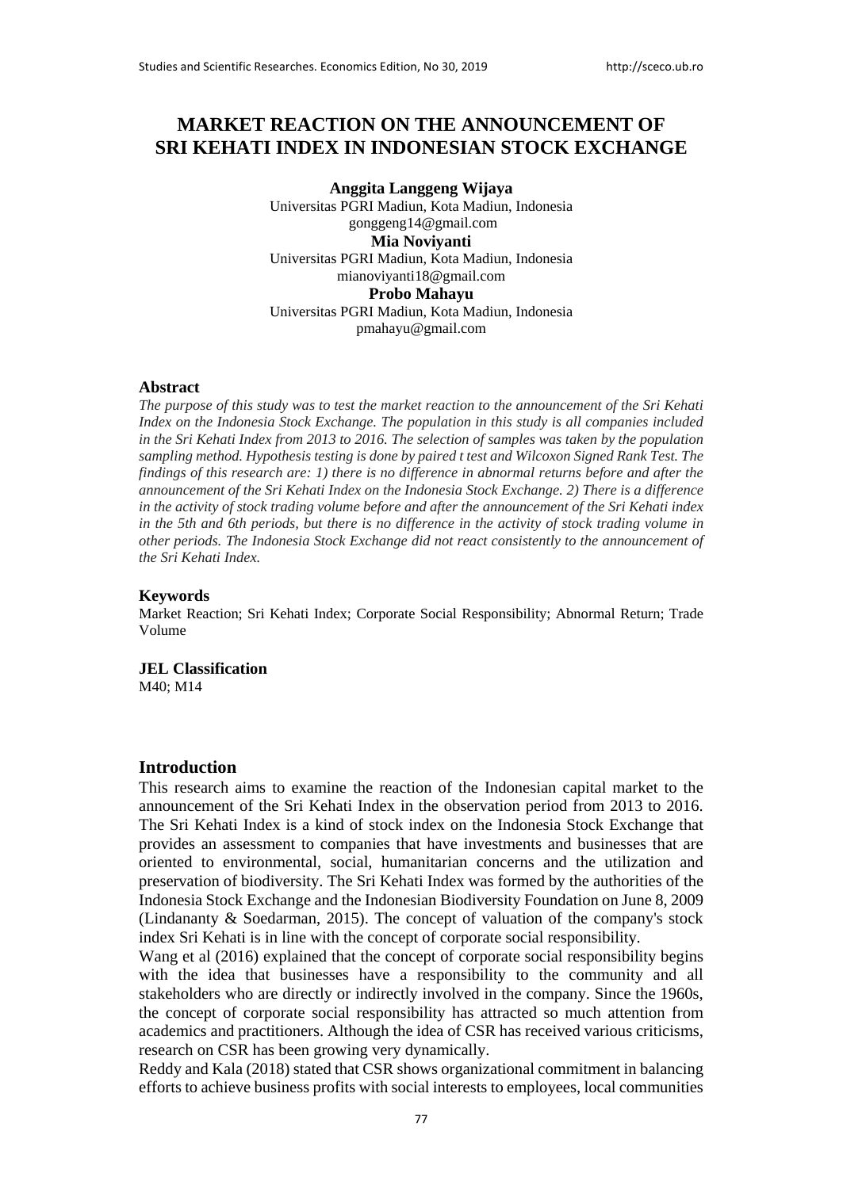# MARKET REACTION ON THE ANNOUNCEMENT OF SRI KEHATI INDEX IN INDONESIAN STOCK EXCHANGE

**Anggita Langgeng Wijaya**
Universitas PGRI Madiun, Kota Madiun, Indonesia
gonggeng14@gmail.com

**Mia Noviyanti**
Universitas PGRI Madiun, Kota Madiun, Indonesia
mianoviyanti18@gmail.com

**Probo Mahayu**
Universitas PGRI Madiun, Kota Madiun, Indonesia
pmahayu@gmail.com

### Abstract

*The purpose of this study was to test the market reaction to the announcement of the Sri Kehati Index on the Indonesia Stock Exchange. The population in this study is all companies included in the Sri Kehati Index from 2013 to 2016. The selection of samples was taken by the population sampling method. Hypothesis testing is done by paired t test and Wilcoxon Signed Rank Test. The findings of this research are: 1) there is no difference in abnormal returns before and after the announcement of the Sri Kehati Index on the Indonesia Stock Exchange. 2) There is a difference in the activity of stock trading volume before and after the announcement of the Sri Kehati index in the 5th and 6th periods, but there is no difference in the activity of stock trading volume in other periods. The Indonesia Stock Exchange did not react consistently to the announcement of the Sri Kehati Index.*

### Keywords

Market Reaction; Sri Kehati Index; Corporate Social Responsibility; Abnormal Return; Trade Volume

### JEL Classification

M40; M14

## Introduction

This research aims to examine the reaction of the Indonesian capital market to the announcement of the Sri Kehati Index in the observation period from 2013 to 2016. The Sri Kehati Index is a kind of stock index on the Indonesia Stock Exchange that provides an assessment to companies that have investments and businesses that are oriented to environmental, social, humanitarian concerns and the utilization and preservation of biodiversity. The Sri Kehati Index was formed by the authorities of the Indonesia Stock Exchange and the Indonesian Biodiversity Foundation on June 8, 2009 (Lindananty & Soedarman, 2015). The concept of valuation of the company's stock index Sri Kehati is in line with the concept of corporate social responsibility.

Wang et al (2016) explained that the concept of corporate social responsibility begins with the idea that businesses have a responsibility to the community and all stakeholders who are directly or indirectly involved in the company. Since the 1960s, the concept of corporate social responsibility has attracted so much attention from academics and practitioners. Although the idea of CSR has received various criticisms, research on CSR has been growing very dynamically.

Reddy and Kala (2018) stated that CSR shows organizational commitment in balancing efforts to achieve business profits with social interests to employees, local communities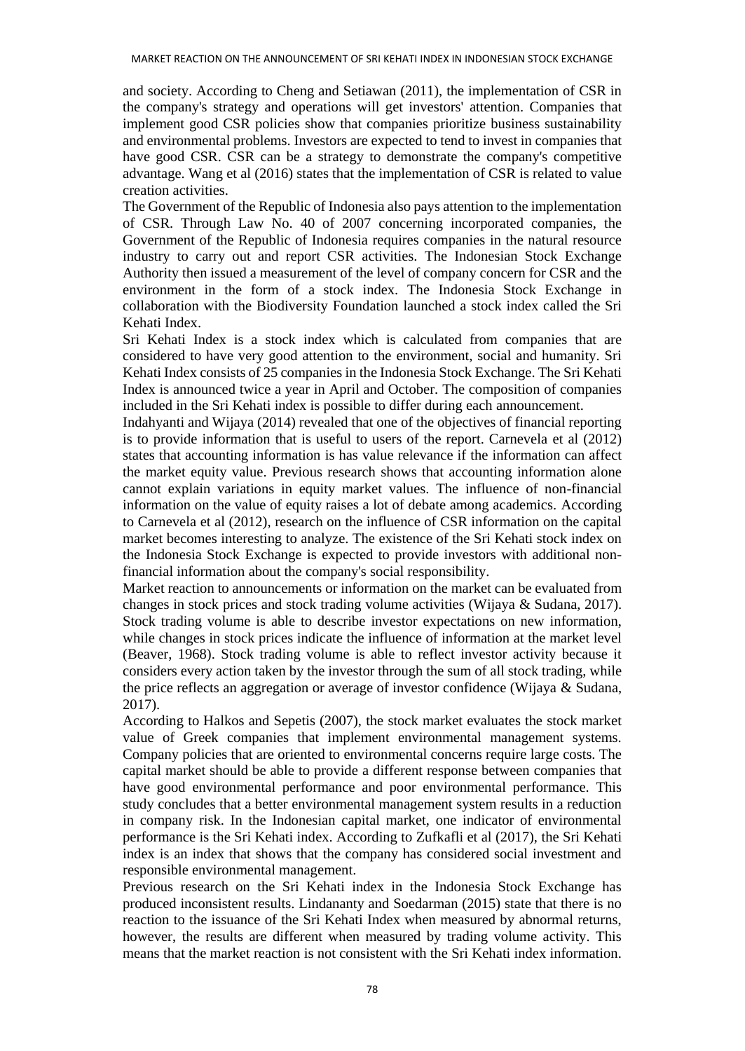and society. According to Cheng and Setiawan (2011), the implementation of CSR in the company's strategy and operations will get investors' attention. Companies that implement good CSR policies show that companies prioritize business sustainability and environmental problems. Investors are expected to tend to invest in companies that have good CSR. CSR can be a strategy to demonstrate the company's competitive advantage. Wang et al (2016) states that the implementation of CSR is related to value creation activities.

The Government of the Republic of Indonesia also pays attention to the implementation of CSR. Through Law No. 40 of 2007 concerning incorporated companies, the Government of the Republic of Indonesia requires companies in the natural resource industry to carry out and report CSR activities. The Indonesian Stock Exchange Authority then issued a measurement of the level of company concern for CSR and the environment in the form of a stock index. The Indonesia Stock Exchange in collaboration with the Biodiversity Foundation launched a stock index called the Sri Kehati Index.

Sri Kehati Index is a stock index which is calculated from companies that are considered to have very good attention to the environment, social and humanity. Sri Kehati Index consists of 25 companies in the Indonesia Stock Exchange. The Sri Kehati Index is announced twice a year in April and October. The composition of companies included in the Sri Kehati index is possible to differ during each announcement.

Indahyanti and Wijaya (2014) revealed that one of the objectives of financial reporting is to provide information that is useful to users of the report. Carnevela et al (2012) states that accounting information is has value relevance if the information can affect the market equity value. Previous research shows that accounting information alone cannot explain variations in equity market values. The influence of non-financial information on the value of equity raises a lot of debate among academics. According to Carnevela et al (2012), research on the influence of CSR information on the capital market becomes interesting to analyze. The existence of the Sri Kehati stock index on the Indonesia Stock Exchange is expected to provide investors with additional non-financial information about the company's social responsibility.

Market reaction to announcements or information on the market can be evaluated from changes in stock prices and stock trading volume activities (Wijaya & Sudana, 2017). Stock trading volume is able to describe investor expectations on new information, while changes in stock prices indicate the influence of information at the market level (Beaver, 1968). Stock trading volume is able to reflect investor activity because it considers every action taken by the investor through the sum of all stock trading, while the price reflects an aggregation or average of investor confidence (Wijaya & Sudana, 2017).

According to Halkos and Sepetis (2007), the stock market evaluates the stock market value of Greek companies that implement environmental management systems. Company policies that are oriented to environmental concerns require large costs. The capital market should be able to provide a different response between companies that have good environmental performance and poor environmental performance. This study concludes that a better environmental management system results in a reduction in company risk. In the Indonesian capital market, one indicator of environmental performance is the Sri Kehati index. According to Zufkafli et al (2017), the Sri Kehati index is an index that shows that the company has considered social investment and responsible environmental management.

Previous research on the Sri Kehati index in the Indonesia Stock Exchange has produced inconsistent results. Lindananty and Soedarman (2015) state that there is no reaction to the issuance of the Sri Kehati Index when measured by abnormal returns, however, the results are different when measured by trading volume activity. This means that the market reaction is not consistent with the Sri Kehati index information.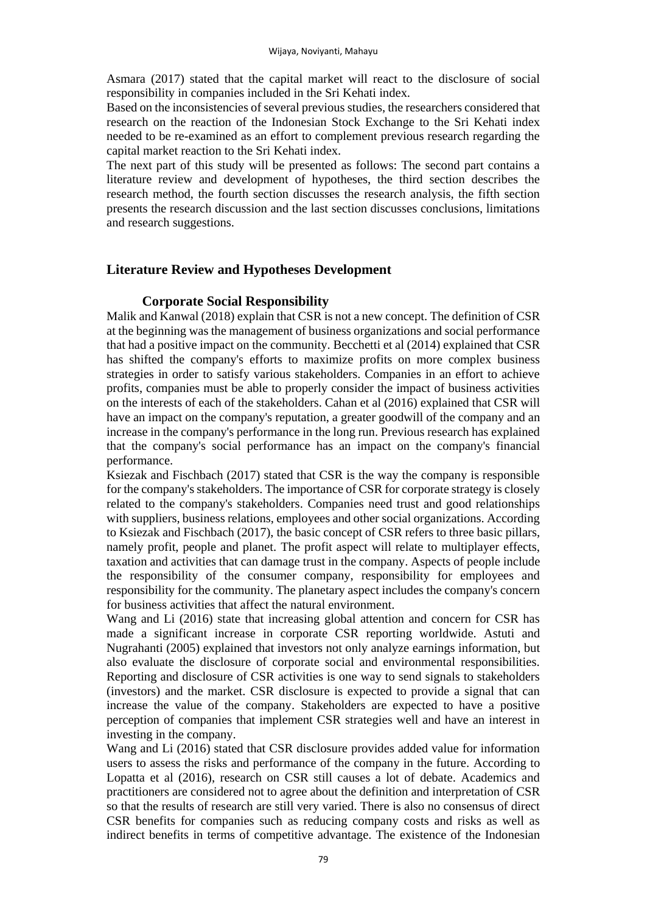Asmara (2017) stated that the capital market will react to the disclosure of social responsibility in companies included in the Sri Kehati index.

Based on the inconsistencies of several previous studies, the researchers considered that research on the reaction of the Indonesian Stock Exchange to the Sri Kehati index needed to be re-examined as an effort to complement previous research regarding the capital market reaction to the Sri Kehati index.

The next part of this study will be presented as follows: The second part contains a literature review and development of hypotheses, the third section describes the research method, the fourth section discusses the research analysis, the fifth section presents the research discussion and the last section discusses conclusions, limitations and research suggestions.

## Literature Review and Hypotheses Development

### Corporate Social Responsibility

Malik and Kanwal (2018) explain that CSR is not a new concept. The definition of CSR at the beginning was the management of business organizations and social performance that had a positive impact on the community. Becchetti et al (2014) explained that CSR has shifted the company's efforts to maximize profits on more complex business strategies in order to satisfy various stakeholders. Companies in an effort to achieve profits, companies must be able to properly consider the impact of business activities on the interests of each of the stakeholders. Cahan et al (2016) explained that CSR will have an impact on the company's reputation, a greater goodwill of the company and an increase in the company's performance in the long run. Previous research has explained that the company's social performance has an impact on the company's financial performance.

Ksiezak and Fischbach (2017) stated that CSR is the way the company is responsible for the company's stakeholders. The importance of CSR for corporate strategy is closely related to the company's stakeholders. Companies need trust and good relationships with suppliers, business relations, employees and other social organizations. According to Ksiezak and Fischbach (2017), the basic concept of CSR refers to three basic pillars, namely profit, people and planet. The profit aspect will relate to multiplayer effects, taxation and activities that can damage trust in the company. Aspects of people include the responsibility of the consumer company, responsibility for employees and responsibility for the community. The planetary aspect includes the company's concern for business activities that affect the natural environment.

Wang and Li (2016) state that increasing global attention and concern for CSR has made a significant increase in corporate CSR reporting worldwide. Astuti and Nugrahanti (2005) explained that investors not only analyze earnings information, but also evaluate the disclosure of corporate social and environmental responsibilities. Reporting and disclosure of CSR activities is one way to send signals to stakeholders (investors) and the market. CSR disclosure is expected to provide a signal that can increase the value of the company. Stakeholders are expected to have a positive perception of companies that implement CSR strategies well and have an interest in investing in the company.

Wang and Li (2016) stated that CSR disclosure provides added value for information users to assess the risks and performance of the company in the future. According to Lopatta et al (2016), research on CSR still causes a lot of debate. Academics and practitioners are considered not to agree about the definition and interpretation of CSR so that the results of research are still very varied. There is also no consensus of direct CSR benefits for companies such as reducing company costs and risks as well as indirect benefits in terms of competitive advantage. The existence of the Indonesian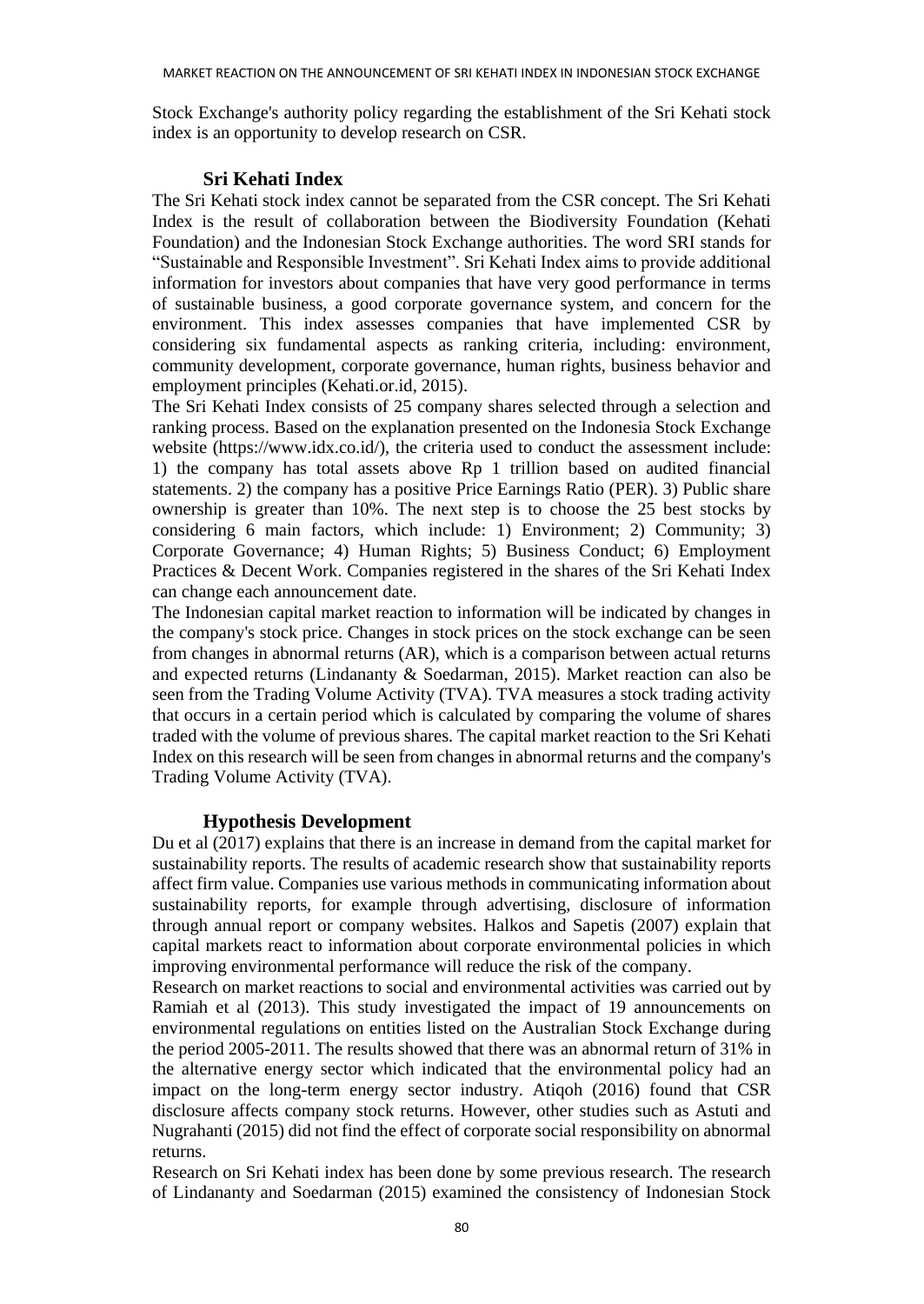Stock Exchange's authority policy regarding the establishment of the Sri Kehati stock index is an opportunity to develop research on CSR.

### Sri Kehati Index

The Sri Kehati stock index cannot be separated from the CSR concept. The Sri Kehati Index is the result of collaboration between the Biodiversity Foundation (Kehati Foundation) and the Indonesian Stock Exchange authorities. The word SRI stands for "Sustainable and Responsible Investment". Sri Kehati Index aims to provide additional information for investors about companies that have very good performance in terms of sustainable business, a good corporate governance system, and concern for the environment. This index assesses companies that have implemented CSR by considering six fundamental aspects as ranking criteria, including: environment, community development, corporate governance, human rights, business behavior and employment principles (Kehati.or.id, 2015).

The Sri Kehati Index consists of 25 company shares selected through a selection and ranking process. Based on the explanation presented on the Indonesia Stock Exchange website (https://www.idx.co.id/), the criteria used to conduct the assessment include: 1) the company has total assets above Rp 1 trillion based on audited financial statements. 2) the company has a positive Price Earnings Ratio (PER). 3) Public share ownership is greater than 10%. The next step is to choose the 25 best stocks by considering 6 main factors, which include: 1) Environment; 2) Community; 3) Corporate Governance; 4) Human Rights; 5) Business Conduct; 6) Employment Practices & Decent Work. Companies registered in the shares of the Sri Kehati Index can change each announcement date.

The Indonesian capital market reaction to information will be indicated by changes in the company's stock price. Changes in stock prices on the stock exchange can be seen from changes in abnormal returns (AR), which is a comparison between actual returns and expected returns (Lindananty & Soedarman, 2015). Market reaction can also be seen from the Trading Volume Activity (TVA). TVA measures a stock trading activity that occurs in a certain period which is calculated by comparing the volume of shares traded with the volume of previous shares. The capital market reaction to the Sri Kehati Index on this research will be seen from changes in abnormal returns and the company's Trading Volume Activity (TVA).

### Hypothesis Development

Du et al (2017) explains that there is an increase in demand from the capital market for sustainability reports. The results of academic research show that sustainability reports affect firm value. Companies use various methods in communicating information about sustainability reports, for example through advertising, disclosure of information through annual report or company websites. Halkos and Sapetis (2007) explain that capital markets react to information about corporate environmental policies in which improving environmental performance will reduce the risk of the company.

Research on market reactions to social and environmental activities was carried out by Ramiah et al (2013). This study investigated the impact of 19 announcements on environmental regulations on entities listed on the Australian Stock Exchange during the period 2005-2011. The results showed that there was an abnormal return of 31% in the alternative energy sector which indicated that the environmental policy had an impact on the long-term energy sector industry. Atiqoh (2016) found that CSR disclosure affects company stock returns. However, other studies such as Astuti and Nugrahanti (2015) did not find the effect of corporate social responsibility on abnormal returns.

Research on Sri Kehati index has been done by some previous research. The research of Lindananty and Soedarman (2015) examined the consistency of Indonesian Stock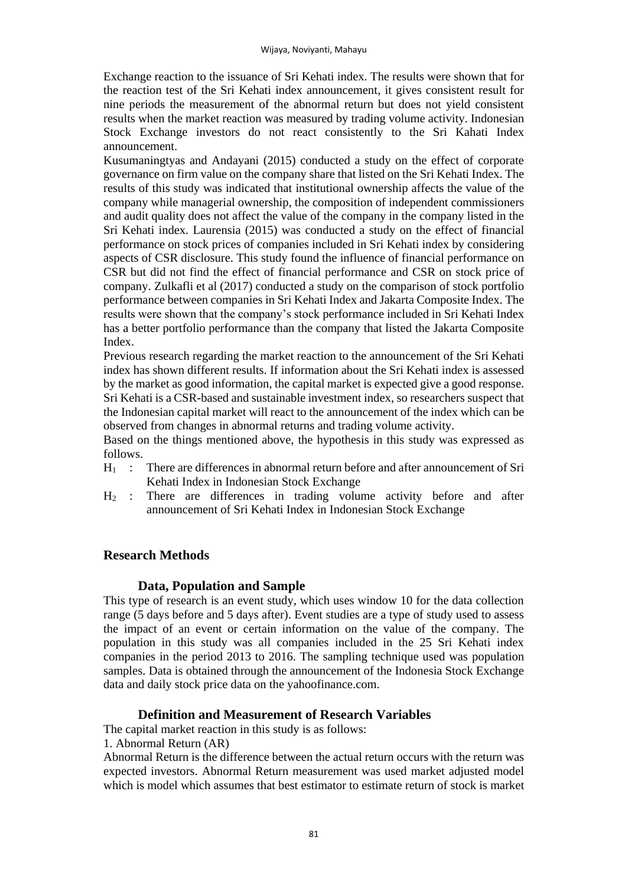Exchange reaction to the issuance of Sri Kehati index. The results were shown that for the reaction test of the Sri Kehati index announcement, it gives consistent result for nine periods the measurement of the abnormal return but does not yield consistent results when the market reaction was measured by trading volume activity. Indonesian Stock Exchange investors do not react consistently to the Sri Kahati Index announcement.

Kusumaningtyas and Andayani (2015) conducted a study on the effect of corporate governance on firm value on the company share that listed on the Sri Kehati Index. The results of this study was indicated that institutional ownership affects the value of the company while managerial ownership, the composition of independent commissioners and audit quality does not affect the value of the company in the company listed in the Sri Kehati index. Laurensia (2015) was conducted a study on the effect of financial performance on stock prices of companies included in Sri Kehati index by considering aspects of CSR disclosure. This study found the influence of financial performance on CSR but did not find the effect of financial performance and CSR on stock price of company. Zulkafli et al (2017) conducted a study on the comparison of stock portfolio performance between companies in Sri Kehati Index and Jakarta Composite Index. The results were shown that the company's stock performance included in Sri Kehati Index has a better portfolio performance than the company that listed the Jakarta Composite Index.

Previous research regarding the market reaction to the announcement of the Sri Kehati index has shown different results. If information about the Sri Kehati index is assessed by the market as good information, the capital market is expected give a good response. Sri Kehati is a CSR-based and sustainable investment index, so researchers suspect that the Indonesian capital market will react to the announcement of the index which can be observed from changes in abnormal returns and trading volume activity.

Based on the things mentioned above, the hypothesis in this study was expressed as follows.

$H_1$ : There are differences in abnormal return before and after announcement of Sri Kehati Index in Indonesian Stock Exchange

$H_2$ : There are differences in trading volume activity before and after announcement of Sri Kehati Index in Indonesian Stock Exchange

## Research Methods

### Data, Population and Sample

This type of research is an event study, which uses window 10 for the data collection range (5 days before and 5 days after). Event studies are a type of study used to assess the impact of an event or certain information on the value of the company. The population in this study was all companies included in the 25 Sri Kehati index companies in the period 2013 to 2016. The sampling technique used was population samples. Data is obtained through the announcement of the Indonesia Stock Exchange data and daily stock price data on the yahoofinance.com.

### Definition and Measurement of Research Variables

The capital market reaction in this study is as follows:

1. Abnormal Return (AR)

Abnormal Return is the difference between the actual return occurs with the return was expected investors. Abnormal Return measurement was used market adjusted model which is model which assumes that best estimator to estimate return of stock is market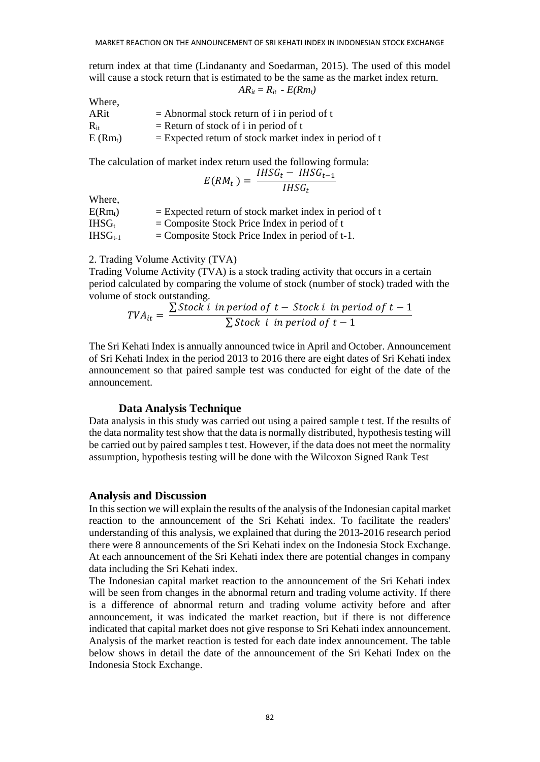return index at that time (Lindananty and Soedarman, 2015). The used of this model will cause a stock return that is estimated to be the same as the market index return.

$$AR_{it} = R_{it} - E(Rm_t)$$

Where,

| | |
|---|---|
| ARit | = Abnormal stock return of i in period of t |
| $R_{it}$ | = Return of stock of i in period of t |
| $E(Rm_t)$ | = Expected return of stock market index in period of t |

The calculation of market index return used the following formula:

$$E(RM_t) = \frac{IHSG_t - IHSG_{t-1}}{IHSG_t}$$

Where,

| | |
|---|---|
| $E(Rm_t)$ | = Expected return of stock market index in period of t |
| $IHSG_t$ | = Composite Stock Price Index in period of t |
| $IHSG_{t-1}$ | = Composite Stock Price Index in period of t-1. |

2. Trading Volume Activity (TVA)

Trading Volume Activity (TVA) is a stock trading activity that occurs in a certain period calculated by comparing the volume of stock (number of stock) traded with the volume of stock outstanding.

$$TVA_{it} = \frac{\sum Stock\ i\ \ in\ period\ of\ t - \ Stock\ i\ \ in\ period\ of\ t-1}{\sum Stock\ \ i\ \ in\ period\ of\ t-1}$$

The Sri Kehati Index is annually announced twice in April and October. Announcement of Sri Kehati Index in the period 2013 to 2016 there are eight dates of Sri Kehati index announcement so that paired sample test was conducted for eight of the date of the announcement.

### Data Analysis Technique

Data analysis in this study was carried out using a paired sample t test. If the results of the data normality test show that the data is normally distributed, hypothesis testing will be carried out by paired samples t test. However, if the data does not meet the normality assumption, hypothesis testing will be done with the Wilcoxon Signed Rank Test

## Analysis and Discussion

In this section we will explain the results of the analysis of the Indonesian capital market reaction to the announcement of the Sri Kehati index. To facilitate the readers' understanding of this analysis, we explained that during the 2013-2016 research period there were 8 announcements of the Sri Kehati index on the Indonesia Stock Exchange. At each announcement of the Sri Kehati index there are potential changes in company data including the Sri Kehati index.

The Indonesian capital market reaction to the announcement of the Sri Kehati index will be seen from changes in the abnormal return and trading volume activity. If there is a difference of abnormal return and trading volume activity before and after announcement, it was indicated the market reaction, but if there is not difference indicated that capital market does not give response to Sri Kehati index announcement. Analysis of the market reaction is tested for each date index announcement. The table below shows in detail the date of the announcement of the Sri Kehati Index on the Indonesia Stock Exchange.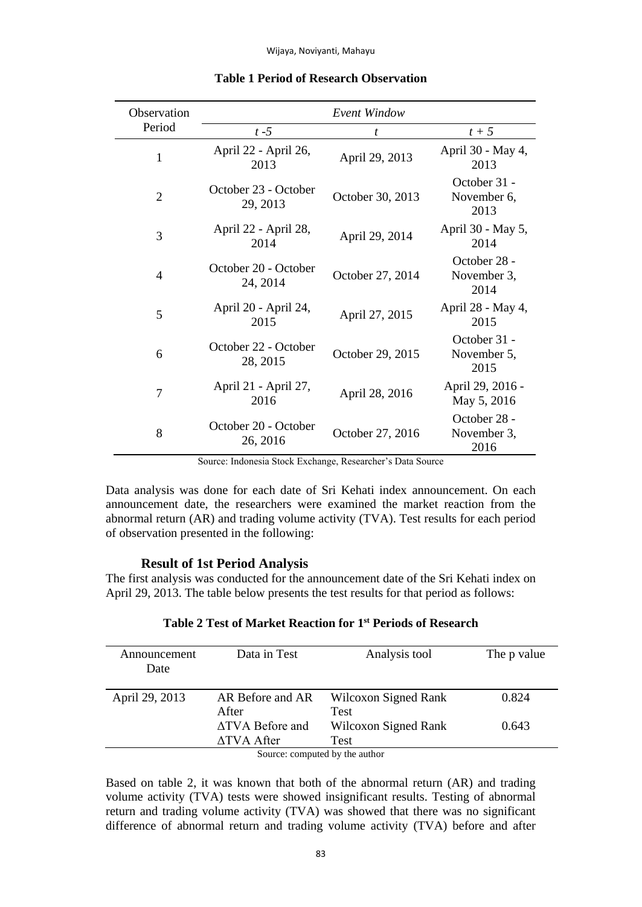**Table 1 Period of Research Observation**

| Observation Period | *Event Window* | | |
|---|---|---|---|
| | *t -5* | *t* | *t + 5* |
| 1 | April 22 - April 26, 2013 | April 29, 2013 | April 30 - May 4, 2013 |
| 2 | October 23 - October 29, 2013 | October 30, 2013 | October 31 - November 6, 2013 |
| 3 | April 22 - April 28, 2014 | April 29, 2014 | April 30 - May 5, 2014 |
| 4 | October 20 - October 24, 2014 | October 27, 2014 | October 28 - November 3, 2014 |
| 5 | April 20 - April 24, 2015 | April 27, 2015 | April 28 - May 4, 2015 |
| 6 | October 22 - October 28, 2015 | October 29, 2015 | October 31 - November 5, 2015 |
| 7 | April 21 - April 27, 2016 | April 28, 2016 | April 29, 2016 - May 5, 2016 |
| 8 | October 20 - October 26, 2016 | October 27, 2016 | October 28 - November 3, 2016 |

Source: Indonesia Stock Exchange, Researcher's Data Source

Data analysis was done for each date of Sri Kehati index announcement. On each announcement date, the researchers were examined the market reaction from the abnormal return (AR) and trading volume activity (TVA). Test results for each period of observation presented in the following:

### Result of 1st Period Analysis

The first analysis was conducted for the announcement date of the Sri Kehati index on April 29, 2013. The table below presents the test results for that period as follows:

**Table 2 Test of Market Reaction for 1st Periods of Research**

| Announcement Date | Data in Test | Analysis tool | The p value |
|---|---|---|---|
| April 29, 2013 | AR Before and AR After | Wilcoxon Signed Rank Test | 0.824 |
| | ΔTVA Before and ΔTVA After | Wilcoxon Signed Rank Test | 0.643 |

Source: computed by the author

Based on table 2, it was known that both of the abnormal return (AR) and trading volume activity (TVA) tests were showed insignificant results. Testing of abnormal return and trading volume activity (TVA) was showed that there was no significant difference of abnormal return and trading volume activity (TVA) before and after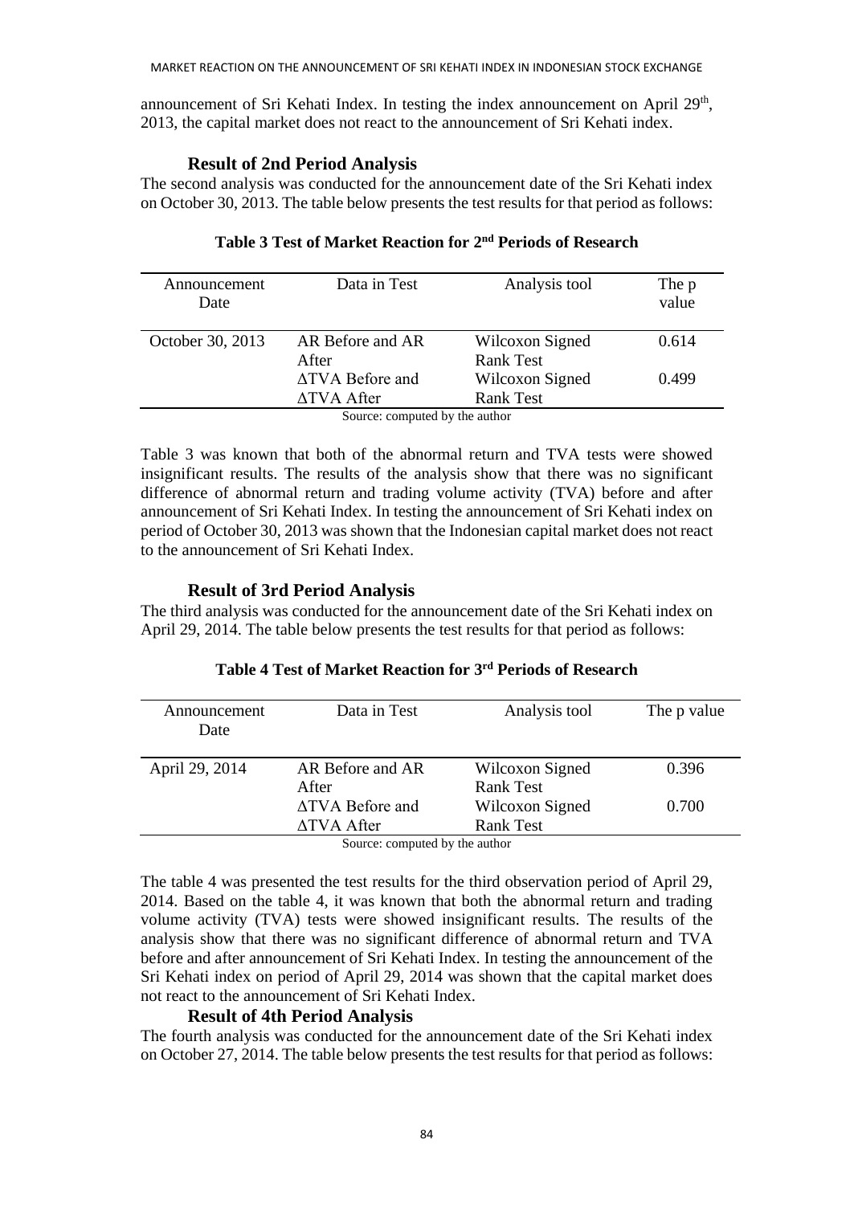announcement of Sri Kehati Index. In testing the index announcement on April 29th, 2013, the capital market does not react to the announcement of Sri Kehati index.

### Result of 2nd Period Analysis

The second analysis was conducted for the announcement date of the Sri Kehati index on October 30, 2013. The table below presents the test results for that period as follows:

**Table 3 Test of Market Reaction for 2nd Periods of Research**

| Announcement Date | Data in Test | Analysis tool | The p value |
|---|---|---|---|
| October 30, 2013 | AR Before and AR After | Wilcoxon Signed Rank Test | 0.614 |
| | ΔTVA Before and ΔTVA After | Wilcoxon Signed Rank Test | 0.499 |

Source: computed by the author

Table 3 was known that both of the abnormal return and TVA tests were showed insignificant results. The results of the analysis show that there was no significant difference of abnormal return and trading volume activity (TVA) before and after announcement of Sri Kehati Index. In testing the announcement of Sri Kehati index on period of October 30, 2013 was shown that the Indonesian capital market does not react to the announcement of Sri Kehati Index.

### Result of 3rd Period Analysis

The third analysis was conducted for the announcement date of the Sri Kehati index on April 29, 2014. The table below presents the test results for that period as follows:

**Table 4 Test of Market Reaction for 3rd Periods of Research**

| Announcement Date | Data in Test | Analysis tool | The p value |
|---|---|---|---|
| April 29, 2014 | AR Before and AR After | Wilcoxon Signed Rank Test | 0.396 |
| | ΔTVA Before and ΔTVA After | Wilcoxon Signed Rank Test | 0.700 |

Source: computed by the author

The table 4 was presented the test results for the third observation period of April 29, 2014. Based on the table 4, it was known that both the abnormal return and trading volume activity (TVA) tests were showed insignificant results. The results of the analysis show that there was no significant difference of abnormal return and TVA before and after announcement of Sri Kehati Index. In testing the announcement of the Sri Kehati index on period of April 29, 2014 was shown that the capital market does not react to the announcement of Sri Kehati Index.

### Result of 4th Period Analysis

The fourth analysis was conducted for the announcement date of the Sri Kehati index on October 27, 2014. The table below presents the test results for that period as follows: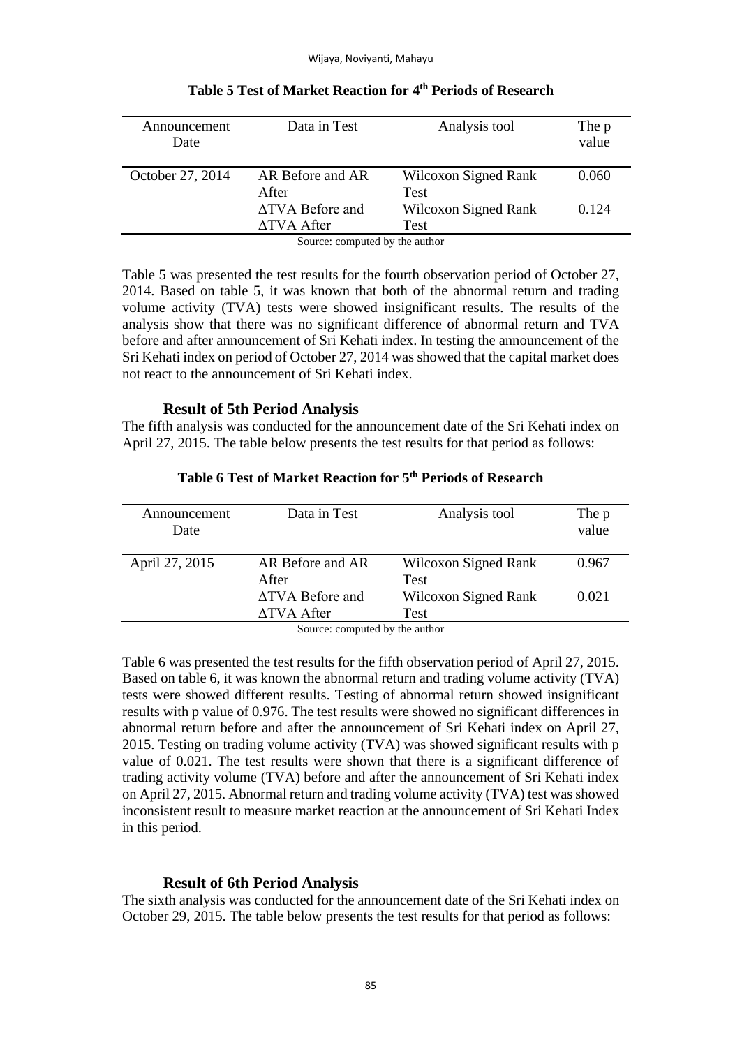**Table 5 Test of Market Reaction for 4th Periods of Research**

| Announcement Date | Data in Test | Analysis tool | The p value |
|---|---|---|---|
| October 27, 2014 | AR Before and AR After | Wilcoxon Signed Rank Test | 0.060 |
| | ΔTVA Before and ΔTVA After | Wilcoxon Signed Rank Test | 0.124 |

Source: computed by the author

Table 5 was presented the test results for the fourth observation period of October 27, 2014. Based on table 5, it was known that both of the abnormal return and trading volume activity (TVA) tests were showed insignificant results. The results of the analysis show that there was no significant difference of abnormal return and TVA before and after announcement of Sri Kehati index. In testing the announcement of the Sri Kehati index on period of October 27, 2014 was showed that the capital market does not react to the announcement of Sri Kehati index.

### Result of 5th Period Analysis

The fifth analysis was conducted for the announcement date of the Sri Kehati index on April 27, 2015. The table below presents the test results for that period as follows:

**Table 6 Test of Market Reaction for 5th Periods of Research**

| Announcement Date | Data in Test | Analysis tool | The p value |
|---|---|---|---|
| April 27, 2015 | AR Before and AR After | Wilcoxon Signed Rank Test | 0.967 |
| | ΔTVA Before and ΔTVA After | Wilcoxon Signed Rank Test | 0.021 |

Source: computed by the author

Table 6 was presented the test results for the fifth observation period of April 27, 2015. Based on table 6, it was known the abnormal return and trading volume activity (TVA) tests were showed different results. Testing of abnormal return showed insignificant results with p value of 0.976. The test results were showed no significant differences in abnormal return before and after the announcement of Sri Kehati index on April 27, 2015. Testing on trading volume activity (TVA) was showed significant results with p value of 0.021. The test results were shown that there is a significant difference of trading activity volume (TVA) before and after the announcement of Sri Kehati index on April 27, 2015. Abnormal return and trading volume activity (TVA) test was showed inconsistent result to measure market reaction at the announcement of Sri Kehati Index in this period.

### Result of 6th Period Analysis

The sixth analysis was conducted for the announcement date of the Sri Kehati index on October 29, 2015. The table below presents the test results for that period as follows: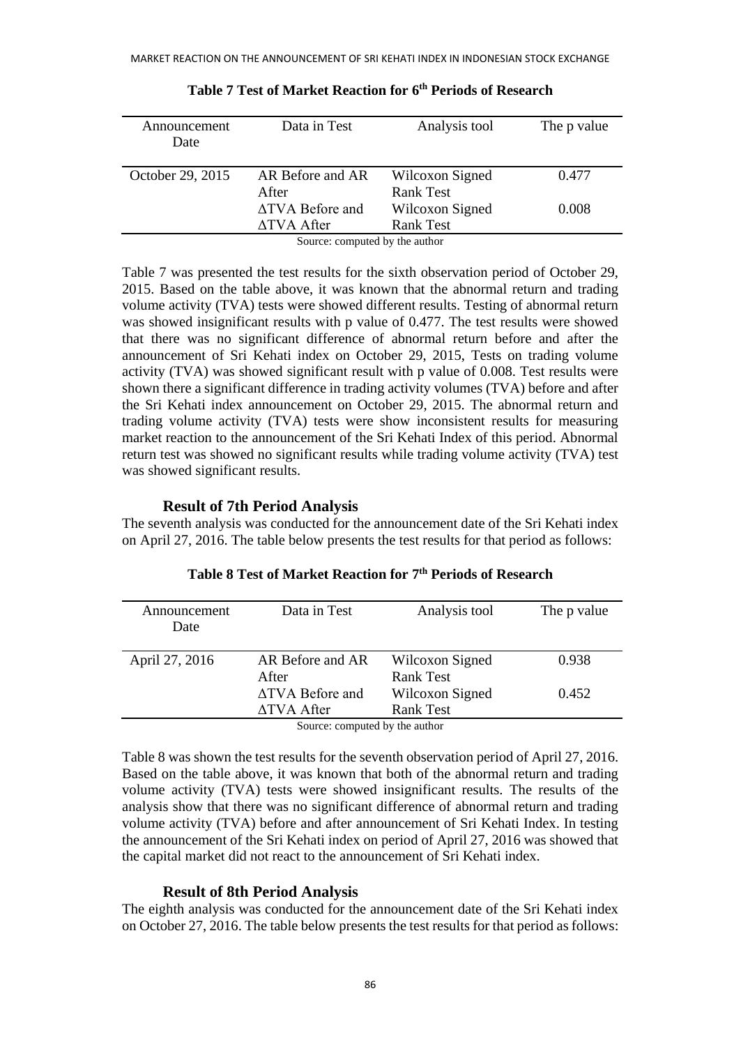**Table 7 Test of Market Reaction for 6th Periods of Research**

| Announcement Date | Data in Test | Analysis tool | The p value |
|---|---|---|---|
| October 29, 2015 | AR Before and AR After | Wilcoxon Signed Rank Test | 0.477 |
| | ∆TVA Before and ∆TVA After | Wilcoxon Signed Rank Test | 0.008 |

Source: computed by the author

Table 7 was presented the test results for the sixth observation period of October 29, 2015. Based on the table above, it was known that the abnormal return and trading volume activity (TVA) tests were showed different results. Testing of abnormal return was showed insignificant results with p value of 0.477. The test results were showed that there was no significant difference of abnormal return before and after the announcement of Sri Kehati index on October 29, 2015, Tests on trading volume activity (TVA) was showed significant result with p value of 0.008. Test results were shown there a significant difference in trading activity volumes (TVA) before and after the Sri Kehati index announcement on October 29, 2015. The abnormal return and trading volume activity (TVA) tests were show inconsistent results for measuring market reaction to the announcement of the Sri Kehati Index of this period. Abnormal return test was showed no significant results while trading volume activity (TVA) test was showed significant results.

### Result of 7th Period Analysis

The seventh analysis was conducted for the announcement date of the Sri Kehati index on April 27, 2016. The table below presents the test results for that period as follows:

**Table 8 Test of Market Reaction for 7th Periods of Research**

| Announcement Date | Data in Test | Analysis tool | The p value |
|---|---|---|---|
| April 27, 2016 | AR Before and AR After | Wilcoxon Signed Rank Test | 0.938 |
| | ∆TVA Before and ∆TVA After | Wilcoxon Signed Rank Test | 0.452 |

Source: computed by the author

Table 8 was shown the test results for the seventh observation period of April 27, 2016. Based on the table above, it was known that both of the abnormal return and trading volume activity (TVA) tests were showed insignificant results. The results of the analysis show that there was no significant difference of abnormal return and trading volume activity (TVA) before and after announcement of Sri Kehati Index. In testing the announcement of the Sri Kehati index on period of April 27, 2016 was showed that the capital market did not react to the announcement of Sri Kehati index.

### Result of 8th Period Analysis

The eighth analysis was conducted for the announcement date of the Sri Kehati index on October 27, 2016. The table below presents the test results for that period as follows: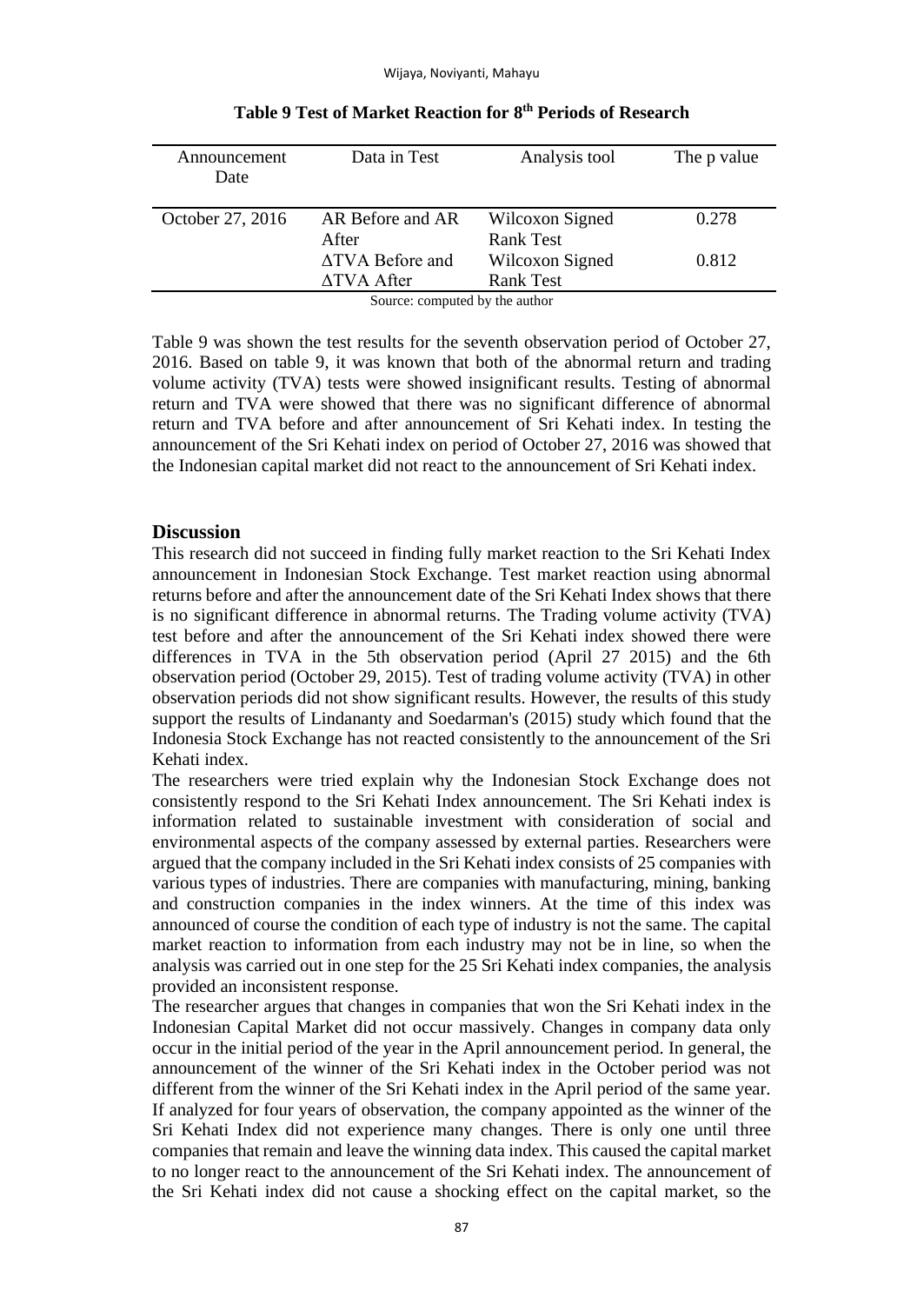**Table 9 Test of Market Reaction for 8th Periods of Research**

| Announcement Date | Data in Test | Analysis tool | The p value |
|---|---|---|---|
| October 27, 2016 | AR Before and AR After | Wilcoxon Signed Rank Test | 0.278 |
| | ΔTVA Before and ΔTVA After | Wilcoxon Signed Rank Test | 0.812 |

Source: computed by the author

Table 9 was shown the test results for the seventh observation period of October 27, 2016. Based on table 9, it was known that both of the abnormal return and trading volume activity (TVA) tests were showed insignificant results. Testing of abnormal return and TVA were showed that there was no significant difference of abnormal return and TVA before and after announcement of Sri Kehati index. In testing the announcement of the Sri Kehati index on period of October 27, 2016 was showed that the Indonesian capital market did not react to the announcement of Sri Kehati index.

## Discussion

This research did not succeed in finding fully market reaction to the Sri Kehati Index announcement in Indonesian Stock Exchange. Test market reaction using abnormal returns before and after the announcement date of the Sri Kehati Index shows that there is no significant difference in abnormal returns. The Trading volume activity (TVA) test before and after the announcement of the Sri Kehati index showed there were differences in TVA in the 5th observation period (April 27 2015) and the 6th observation period (October 29, 2015). Test of trading volume activity (TVA) in other observation periods did not show significant results. However, the results of this study support the results of Lindananty and Soedarman's (2015) study which found that the Indonesia Stock Exchange has not reacted consistently to the announcement of the Sri Kehati index.

The researchers were tried explain why the Indonesian Stock Exchange does not consistently respond to the Sri Kehati Index announcement. The Sri Kehati index is information related to sustainable investment with consideration of social and environmental aspects of the company assessed by external parties. Researchers were argued that the company included in the Sri Kehati index consists of 25 companies with various types of industries. There are companies with manufacturing, mining, banking and construction companies in the index winners. At the time of this index was announced of course the condition of each type of industry is not the same. The capital market reaction to information from each industry may not be in line, so when the analysis was carried out in one step for the 25 Sri Kehati index companies, the analysis provided an inconsistent response.

The researcher argues that changes in companies that won the Sri Kehati index in the Indonesian Capital Market did not occur massively. Changes in company data only occur in the initial period of the year in the April announcement period. In general, the announcement of the winner of the Sri Kehati index in the October period was not different from the winner of the Sri Kehati index in the April period of the same year. If analyzed for four years of observation, the company appointed as the winner of the Sri Kehati Index did not experience many changes. There is only one until three companies that remain and leave the winning data index. This caused the capital market to no longer react to the announcement of the Sri Kehati index. The announcement of the Sri Kehati index did not cause a shocking effect on the capital market, so the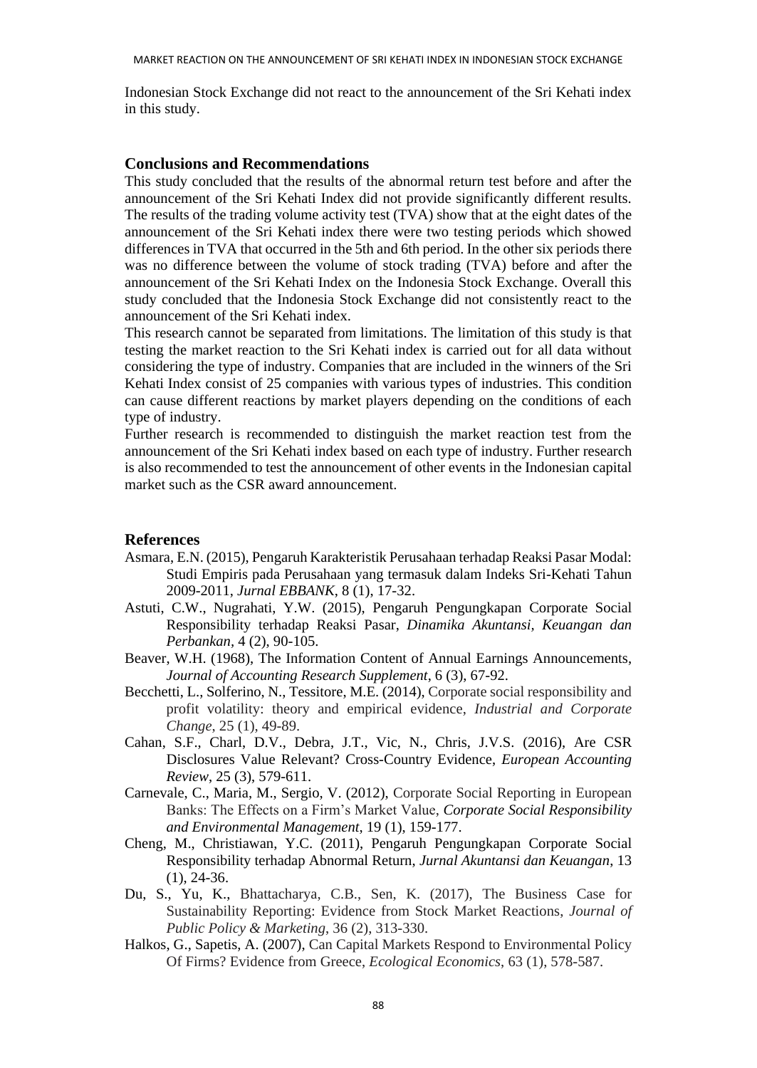Indonesian Stock Exchange did not react to the announcement of the Sri Kehati index in this study.

## Conclusions and Recommendations

This study concluded that the results of the abnormal return test before and after the announcement of the Sri Kehati Index did not provide significantly different results. The results of the trading volume activity test (TVA) show that at the eight dates of the announcement of the Sri Kehati index there were two testing periods which showed differences in TVA that occurred in the 5th and 6th period. In the other six periods there was no difference between the volume of stock trading (TVA) before and after the announcement of the Sri Kehati Index on the Indonesia Stock Exchange. Overall this study concluded that the Indonesia Stock Exchange did not consistently react to the announcement of the Sri Kehati index.

This research cannot be separated from limitations. The limitation of this study is that testing the market reaction to the Sri Kehati index is carried out for all data without considering the type of industry. Companies that are included in the winners of the Sri Kehati Index consist of 25 companies with various types of industries. This condition can cause different reactions by market players depending on the conditions of each type of industry.

Further research is recommended to distinguish the market reaction test from the announcement of the Sri Kehati index based on each type of industry. Further research is also recommended to test the announcement of other events in the Indonesian capital market such as the CSR award announcement.

## References

Asmara, E.N. (2015), Pengaruh Karakteristik Perusahaan terhadap Reaksi Pasar Modal: Studi Empiris pada Perusahaan yang termasuk dalam Indeks Sri-Kehati Tahun 2009-2011, *Jurnal EBBANK*, 8 (1), 17-32.

Astuti, C.W., Nugrahati, Y.W. (2015), Pengaruh Pengungkapan Corporate Social Responsibility terhadap Reaksi Pasar, *Dinamika Akuntansi, Keuangan dan Perbankan*, 4 (2), 90-105.

Beaver, W.H. (1968), The Information Content of Annual Earnings Announcements, *Journal of Accounting Research Supplement*, 6 (3), 67-92.

Becchetti, L., Solferino, N., Tessitore, M.E. (2014), Corporate social responsibility and profit volatility: theory and empirical evidence, *Industrial and Corporate Change*, 25 (1), 49-89.

Cahan, S.F., Charl, D.V., Debra, J.T., Vic, N., Chris, J.V.S. (2016), Are CSR Disclosures Value Relevant? Cross-Country Evidence, *European Accounting Review*, 25 (3), 579-611.

Carnevale, C., Maria, M., Sergio, V. (2012), Corporate Social Reporting in European Banks: The Effects on a Firm's Market Value, *Corporate Social Responsibility and Environmental Management*, 19 (1), 159-177.

Cheng, M., Christiawan, Y.C. (2011), Pengaruh Pengungkapan Corporate Social Responsibility terhadap Abnormal Return, *Jurnal Akuntansi dan Keuangan*, 13 (1), 24-36.

Du, S., Yu, K., Bhattacharya, C.B., Sen, K. (2017), The Business Case for Sustainability Reporting: Evidence from Stock Market Reactions, *Journal of Public Policy & Marketing*, 36 (2), 313-330.

Halkos, G., Sapetis, A. (2007), Can Capital Markets Respond to Environmental Policy Of Firms? Evidence from Greece, *Ecological Economics*, 63 (1), 578-587.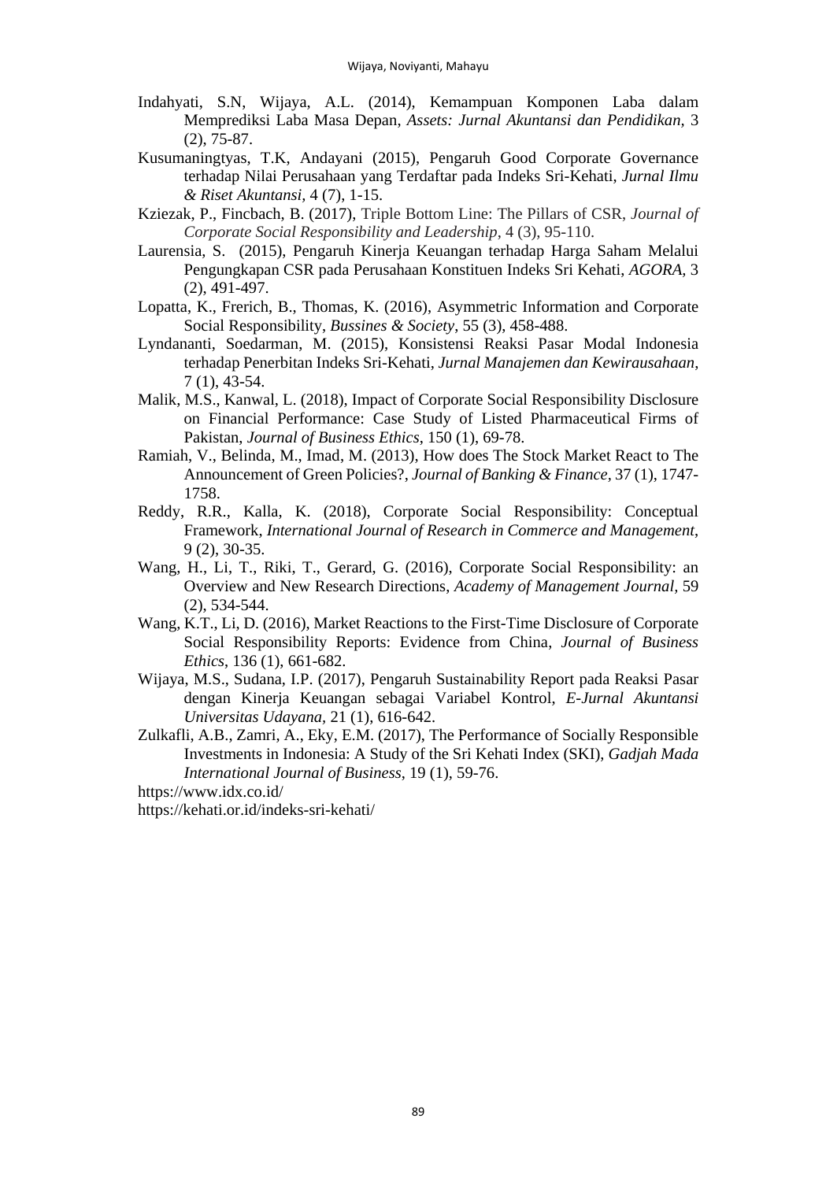Indahyati, S.N, Wijaya, A.L. (2014), Kemampuan Komponen Laba dalam Memprediksi Laba Masa Depan, *Assets: Jurnal Akuntansi dan Pendidikan,* 3 (2), 75-87.

Kusumaningtyas, T.K, Andayani (2015), Pengaruh Good Corporate Governance terhadap Nilai Perusahaan yang Terdaftar pada Indeks Sri-Kehati, *Jurnal Ilmu & Riset Akuntansi*, 4 (7), 1-15.

Kziezak, P., Fincbach, B. (2017), Triple Bottom Line: The Pillars of CSR, *Journal of Corporate Social Responsibility and Leadership*, 4 (3), 95-110.

Laurensia, S. (2015), Pengaruh Kinerja Keuangan terhadap Harga Saham Melalui Pengungkapan CSR pada Perusahaan Konstituen Indeks Sri Kehati, *AGORA*, 3 (2), 491-497.

Lopatta, K., Frerich, B., Thomas, K. (2016), Asymmetric Information and Corporate Social Responsibility, *Bussines & Society*, 55 (3), 458-488.

Lyndananti, Soedarman, M. (2015), Konsistensi Reaksi Pasar Modal Indonesia terhadap Penerbitan Indeks Sri-Kehati, *Jurnal Manajemen dan Kewirausahaan*, 7 (1), 43-54.

Malik, M.S., Kanwal, L. (2018), Impact of Corporate Social Responsibility Disclosure on Financial Performance: Case Study of Listed Pharmaceutical Firms of Pakistan, *Journal of Business Ethics*, 150 (1), 69-78.

Ramiah, V., Belinda, M., Imad, M. (2013), How does The Stock Market React to The Announcement of Green Policies?, *Journal of Banking & Finance*, 37 (1), 1747-1758.

Reddy, R.R., Kalla, K. (2018), Corporate Social Responsibility: Conceptual Framework, *International Journal of Research in Commerce and Management*, 9 (2), 30-35.

Wang, H., Li, T., Riki, T., Gerard, G. (2016), Corporate Social Responsibility: an Overview and New Research Directions, *Academy of Management Journal,* 59 (2), 534-544.

Wang, K.T., Li, D. (2016), Market Reactions to the First-Time Disclosure of Corporate Social Responsibility Reports: Evidence from China, *Journal of Business Ethics*, 136 (1), 661-682.

Wijaya, M.S., Sudana, I.P. (2017), Pengaruh Sustainability Report pada Reaksi Pasar dengan Kinerja Keuangan sebagai Variabel Kontrol, *E-Jurnal Akuntansi Universitas Udayana,* 21 (1), 616-642.

Zulkafli, A.B., Zamri, A., Eky, E.M. (2017), The Performance of Socially Responsible Investments in Indonesia: A Study of the Sri Kehati Index (SKI), *Gadjah Mada International Journal of Business*, 19 (1), 59-76.

https://www.idx.co.id/

https://kehati.or.id/indeks-sri-kehati/